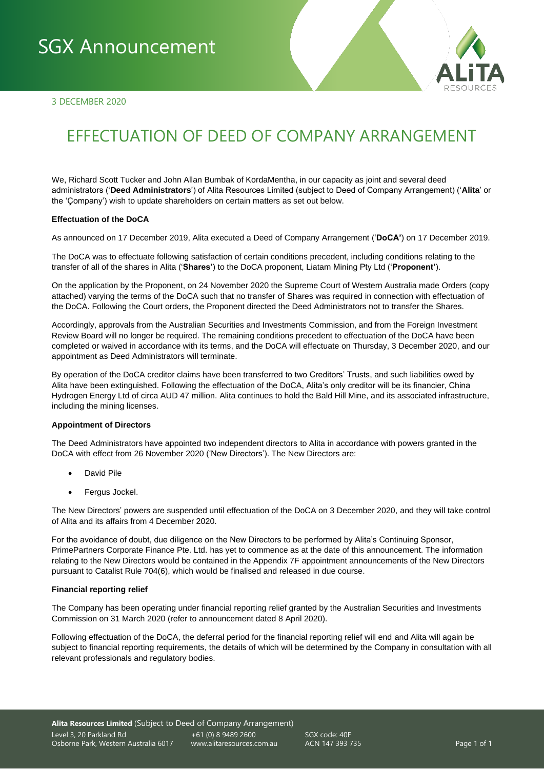# SGX Announcement

3 DECEMBER 2020

# EFFECTUATION OF DEED OF COMPANY ARRANGEMENT

We, Richard Scott Tucker and John Allan Bumbak of KordaMentha, in our capacity as joint and several deed administrators ('**Deed Administrators**') of Alita Resources Limited (subject to Deed of Company Arrangement) ('**Alita**' or the 'Çompany') wish to update shareholders on certain matters as set out below.

**Effectuation of the DoCA**

As announced on 17 December 2019, Alita executed a Deed of Company Arrangement ('**DoCA'**) on 17 December 2019.

The DoCA was to effectuate following satisfaction of certain conditions precedent, including conditions relating to the transfer of all of the shares in Alita ('**Shares'**) to the DoCA proponent, Liatam Mining Pty Ltd ('**Proponent'**).

On the application by the Proponent, on 24 November 2020 the Supreme Court of Western Australia made Orders (copy attached) varying the terms of the DoCA such that no transfer of Shares was required in connection with effectuation of the DoCA. Following the Court orders, the Proponent directed the Deed Administrators not to transfer the Shares.

Accordingly, approvals from the Australian Securities and Investments Commission, and from the Foreign Investment Review Board will no longer be required. The remaining conditions precedent to effectuation of the DoCA have been completed or waived in accordance with its terms, and the DoCA will effectuate on Thursday, 3 December 2020, and our appointment as Deed Administrators will terminate.

By operation of the DoCA creditor claims have been transferred to two Creditors' Trusts, and such liabilities owed by Alita have been extinguished. Following the effectuation of the DoCA, Alita's only creditor will be its financier, China Hydrogen Energy Ltd of circa AUD 47 million. Alita continues to hold the Bald Hill Mine, and its associated infrastructure, including the mining licenses.

**Appointment of Directors**

The Deed Administrators have appointed two independent directors to Alita in accordance with powers granted in the DoCA with effect from 26 November 2020 ('New Directors'). The New Directors are:

- David Pile
- Fergus Jockel.

The New Directors' powers are suspended until effectuation of the DoCA on 3 December 2020, and they will take control of Alita and its affairs from 4 December 2020.

For the avoidance of doubt, due diligence on the New Directors to be performed by Alita's Continuing Sponsor, PrimePartners Corporate Finance Pte. Ltd. has yet to commence as at the date of this announcement. The information relating to the New Directors would be contained in the Appendix 7F appointment announcements of the New Directors pursuant to Catalist Rule 704(6), which would be finalised and released in due course.

**Financial reporting relief**

The Company has been operating under financial reporting relief granted by the Australian Securities and Investments Commission on 31 March 2020 (refer to announcement dated 8 April 2020).

Following effectuation of the DoCA, the deferral period for the financial reporting relief will end and Alita will again be subject to financial reporting requirements, the details of which will be determined by the Company in consultation with all relevant professionals and regulatory bodies.

**Alita Resources Limited** (Subject to Deed of Company Arrangement)
Level 3, 20 Parkland Rd
Osborne Park, Western Australia 6017
+61 (0) 8 9489 2600
www.alitaresources.com.au
SGX code: 40F
ACN 147 393 735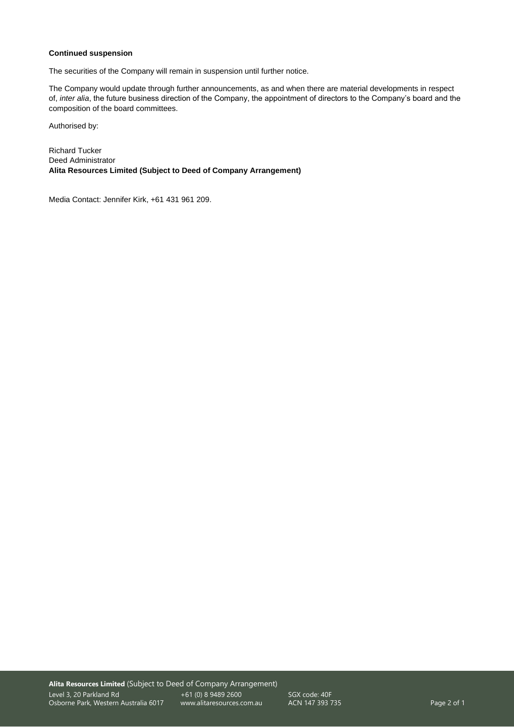**Continued suspension**

The securities of the Company will remain in suspension until further notice.

The Company would update through further announcements, as and when there are material developments in respect of, *inter alia*, the future business direction of the Company, the appointment of directors to the Company's board and the composition of the board committees.

Authorised by:

Richard Tucker
Deed Administrator
**Alita Resources Limited (Subject to Deed of Company Arrangement)**

Media Contact: Jennifer Kirk, +61 431 961 209.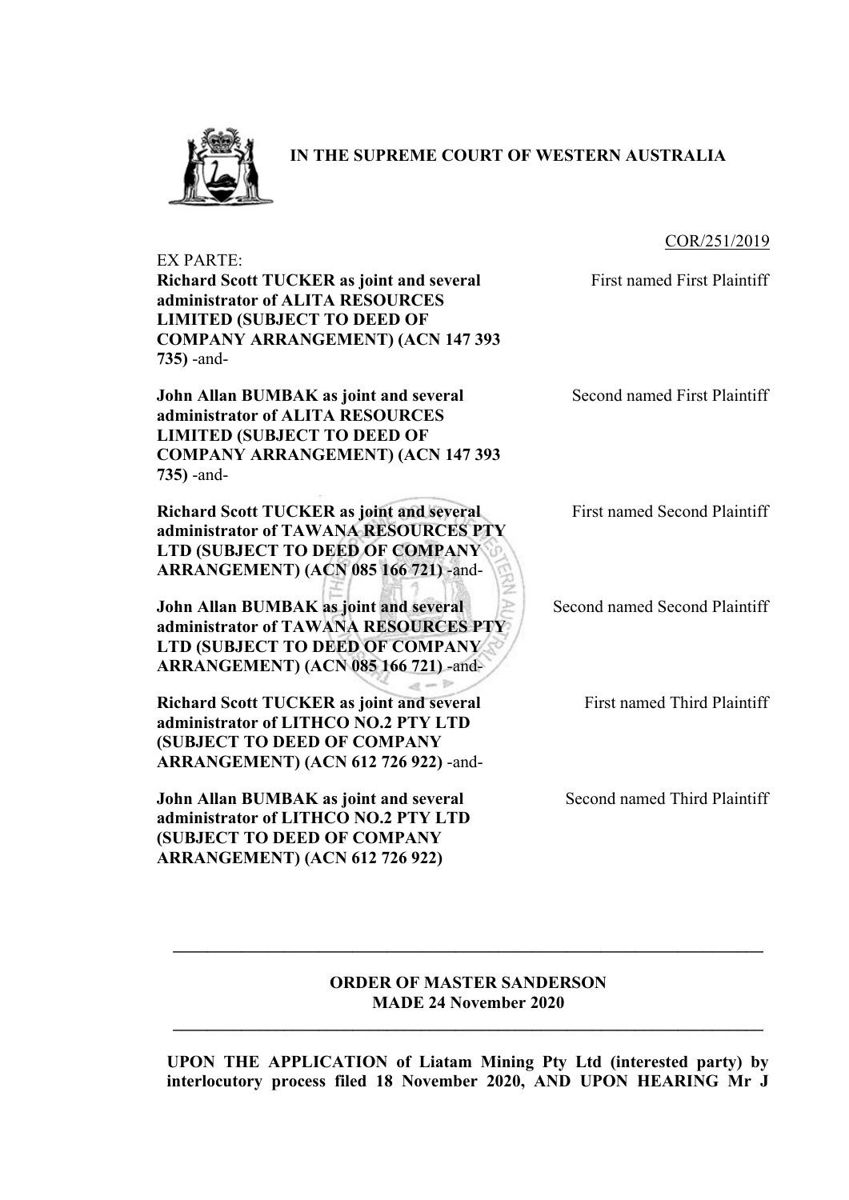# IN THE SUPREME COURT OF WESTERN AUSTRALIA

COR/251/2019

EX PARTE:

| | |
|---|---|
| **Richard Scott TUCKER as joint and several administrator of ALITA RESOURCES LIMITED (SUBJECT TO DEED OF COMPANY ARRANGEMENT) (ACN 147 393 735)** -and- | First named First Plaintiff |
| **John Allan BUMBAK as joint and several administrator of ALITA RESOURCES LIMITED (SUBJECT TO DEED OF COMPANY ARRANGEMENT) (ACN 147 393 735)** -and- | Second named First Plaintiff |
| **Richard Scott TUCKER as joint and several administrator of TAWANA RESOURCES PTY LTD (SUBJECT TO DEED OF COMPANY ARRANGEMENT) (ACN 085 166 721)** -and- | First named Second Plaintiff |
| **John Allan BUMBAK as joint and several administrator of TAWANA RESOURCES PTY LTD (SUBJECT TO DEED OF COMPANY ARRANGEMENT) (ACN 085 166 721)** -and- | Second named Second Plaintiff |
| **Richard Scott TUCKER as joint and several administrator of LITHCO NO.2 PTY LTD (SUBJECT TO DEED OF COMPANY ARRANGEMENT) (ACN 612 726 922)** -and- | First named Third Plaintiff |
| **John Allan BUMBAK as joint and several administrator of LITHCO NO.2 PTY LTD (SUBJECT TO DEED OF COMPANY ARRANGEMENT) (ACN 612 726 922)** | Second named Third Plaintiff |

---

**ORDER OF MASTER SANDERSON**
**MADE 24 November 2020**

---

**UPON THE APPLICATION of Liatam Mining Pty Ltd (interested party) by interlocutory process filed 18 November 2020, AND UPON HEARING Mr J**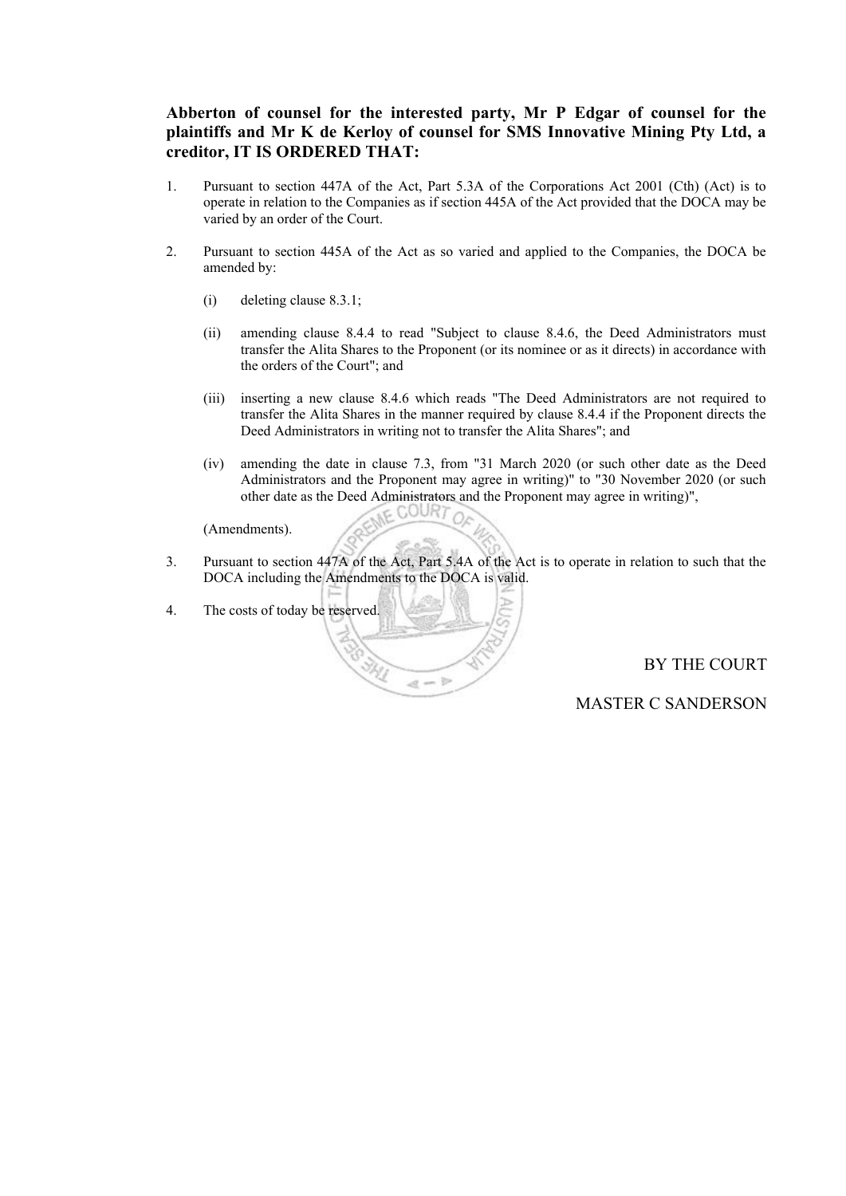**Abberton of counsel for the interested party, Mr P Edgar of counsel for the plaintiffs and Mr K de Kerloy of counsel for SMS Innovative Mining Pty Ltd, a creditor, IT IS ORDERED THAT:**

1. Pursuant to section 447A of the Act, Part 5.3A of the Corporations Act 2001 (Cth) (Act) is to operate in relation to the Companies as if section 445A of the Act provided that the DOCA may be varied by an order of the Court.

2. Pursuant to section 445A of the Act as so varied and applied to the Companies, the DOCA be amended by:

   (i) deleting clause 8.3.1;

   (ii) amending clause 8.4.4 to read "Subject to clause 8.4.6, the Deed Administrators must transfer the Alita Shares to the Proponent (or its nominee or as it directs) in accordance with the orders of the Court"; and

   (iii) inserting a new clause 8.4.6 which reads "The Deed Administrators are not required to transfer the Alita Shares in the manner required by clause 8.4.4 if the Proponent directs the Deed Administrators in writing not to transfer the Alita Shares"; and

   (iv) amending the date in clause 7.3, from "31 March 2020 (or such other date as the Deed Administrators and the Proponent may agree in writing)" to "30 November 2020 (or such other date as the Deed Administrators and the Proponent may agree in writing)",

   (Amendments).

3. Pursuant to section 447A of the Act, Part 5.4A of the Act is to operate in relation to such that the DOCA including the Amendments to the DOCA is valid.

4. The costs of today be reserved.

BY THE COURT

MASTER C SANDERSON